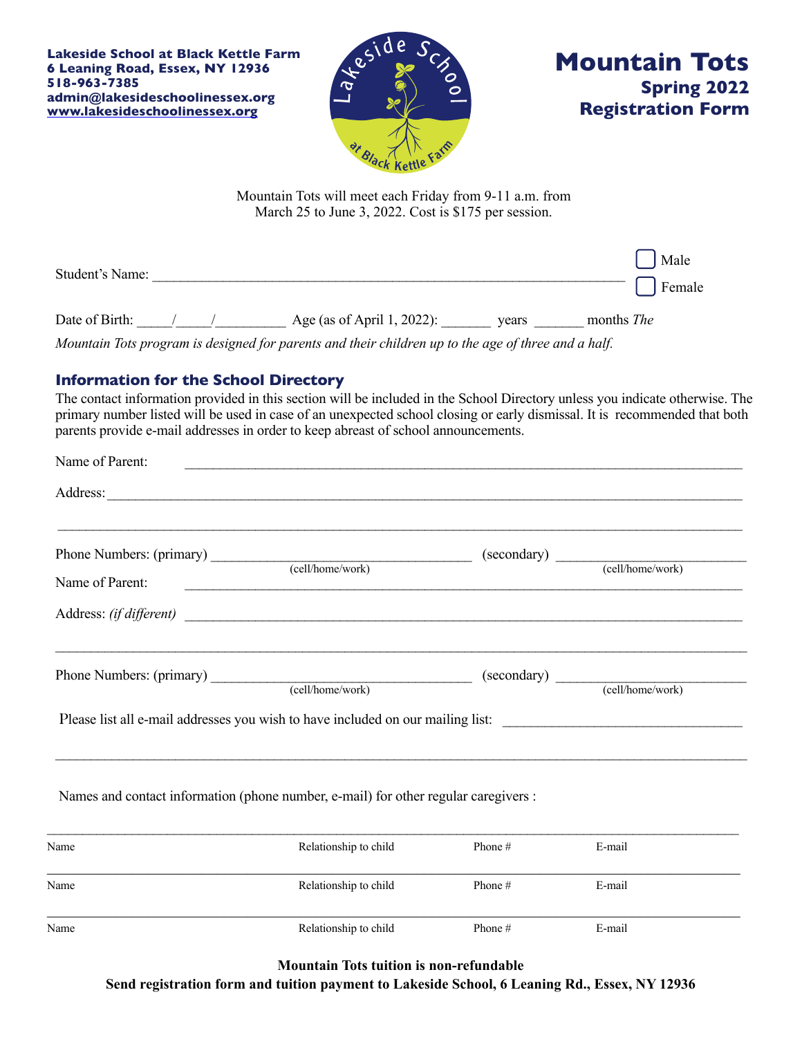**Lakeside School at Black Kettle Farm**
**6 Leaning Road, Essex, NY 12936**
**518-963-7385**
**admin@lakesideschoolinessex.org**
**www.lakesideschoolinessex.org**

# Mountain Tots
## Spring 2022
## Registration Form

Mountain Tots will meet each Friday from 9-11 a.m. from March 25 to June 3, 2022. Cost is $175 per session.

Student's Name: ______________________________________________________________ ☐ Male ☐ Female

Date of Birth: _____/_____/_________ Age (as of April 1, 2022): _______ years _______ months *The Mountain Tots program is designed for parents and their children up to the age of three and a half.*

### Information for the School Directory

The contact information provided in this section will be included in the School Directory unless you indicate otherwise. The primary number listed will be used in case of an unexpected school closing or early dismissal. It is recommended that both parents provide e-mail addresses in order to keep abreast of school announcements.

Name of Parent: ______________________________________________________________

Address: ______________________________________________________________

______________________________________________________________

Phone Numbers: (primary) ___________________ (cell/home/work) (secondary) ___________________ (cell/home/work)

Name of Parent: ______________________________________________________________

Address: *(if different)* ______________________________________________________________

______________________________________________________________

Phone Numbers: (primary) ___________________ (cell/home/work) (secondary) ___________________ (cell/home/work)

Please list all e-mail addresses you wish to have included on our mailing list: ___________________________

______________________________________________________________

Names and contact information (phone number, e-mail) for other regular caregivers :

| Name | Relationship to child | Phone # | E-mail |
|---|---|---|---|
| | | | |
| | | | |
| | | | |

**Mountain Tots tuition is non-refundable**

**Send registration form and tuition payment to Lakeside School, 6 Leaning Rd., Essex, NY 12936**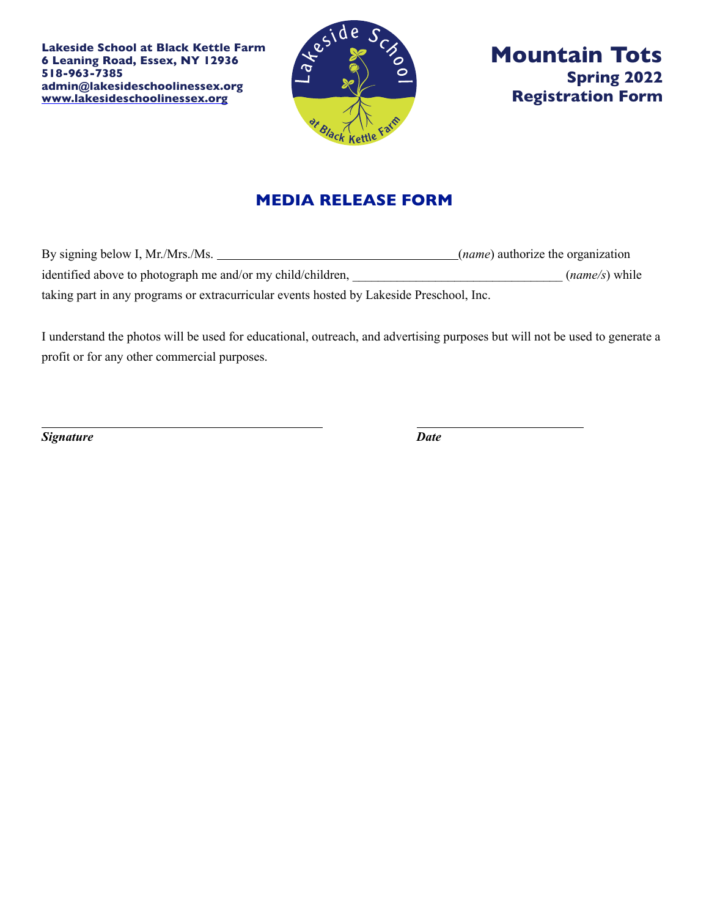**Lakeside School at Black Kettle Farm**
**6 Leaning Road, Essex, NY 12936**
**518-963-7385**
**admin@lakesideschoolinessex.org**
**www.lakesideschoolinessex.org**

# Mountain Tots
## Spring 2022
## Registration Form

## MEDIA RELEASE FORM

By signing below I, Mr./Mrs./Ms. ______________________________(*name*) authorize the organization identified above to photograph me and/or my child/children, ________________________________ (*name/s*) while taking part in any programs or extracurricular events hosted by Lakeside Preschool, Inc.

I understand the photos will be used for educational, outreach, and advertising purposes but will not be used to generate a profit or for any other commercial purposes.

______________________________________ ______________________

***Signature*** ***Date***